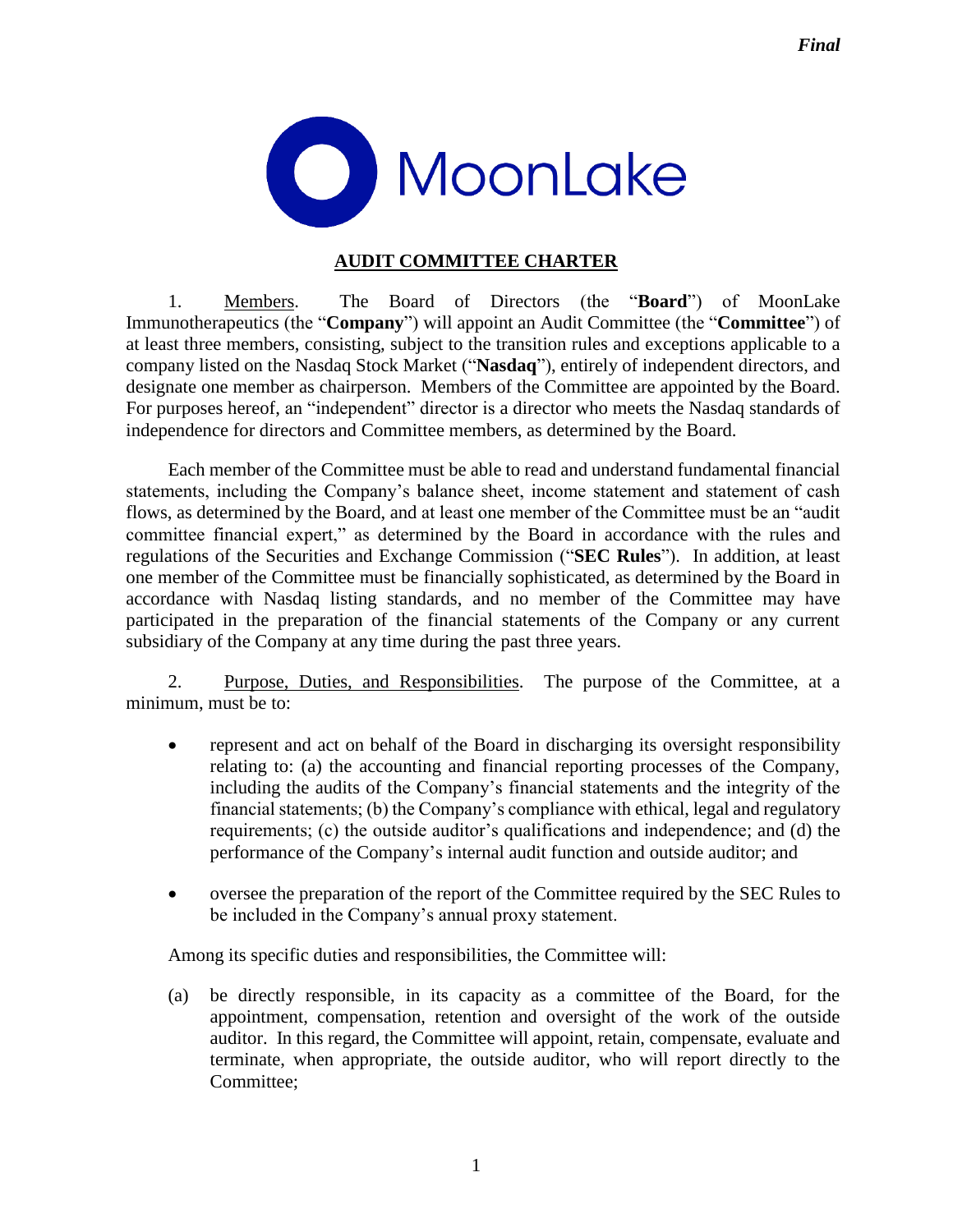*Final*

MoonLake

# AUDIT COMMITTEE CHARTER

1. Members. The Board of Directors (the "**Board**") of MoonLake Immunotherapeutics (the "**Company**") will appoint an Audit Committee (the "**Committee**") of at least three members, consisting, subject to the transition rules and exceptions applicable to a company listed on the Nasdaq Stock Market ("**Nasdaq**"), entirely of independent directors, and designate one member as chairperson. Members of the Committee are appointed by the Board. For purposes hereof, an "independent" director is a director who meets the Nasdaq standards of independence for directors and Committee members, as determined by the Board.

Each member of the Committee must be able to read and understand fundamental financial statements, including the Company's balance sheet, income statement and statement of cash flows, as determined by the Board, and at least one member of the Committee must be an "audit committee financial expert," as determined by the Board in accordance with the rules and regulations of the Securities and Exchange Commission ("**SEC Rules**"). In addition, at least one member of the Committee must be financially sophisticated, as determined by the Board in accordance with Nasdaq listing standards, and no member of the Committee may have participated in the preparation of the financial statements of the Company or any current subsidiary of the Company at any time during the past three years.

2. Purpose, Duties, and Responsibilities. The purpose of the Committee, at a minimum, must be to:

- represent and act on behalf of the Board in discharging its oversight responsibility relating to: (a) the accounting and financial reporting processes of the Company, including the audits of the Company's financial statements and the integrity of the financial statements; (b) the Company's compliance with ethical, legal and regulatory requirements; (c) the outside auditor's qualifications and independence; and (d) the performance of the Company's internal audit function and outside auditor; and
- oversee the preparation of the report of the Committee required by the SEC Rules to be included in the Company's annual proxy statement.

Among its specific duties and responsibilities, the Committee will:

(a) be directly responsible, in its capacity as a committee of the Board, for the appointment, compensation, retention and oversight of the work of the outside auditor. In this regard, the Committee will appoint, retain, compensate, evaluate and terminate, when appropriate, the outside auditor, who will report directly to the Committee;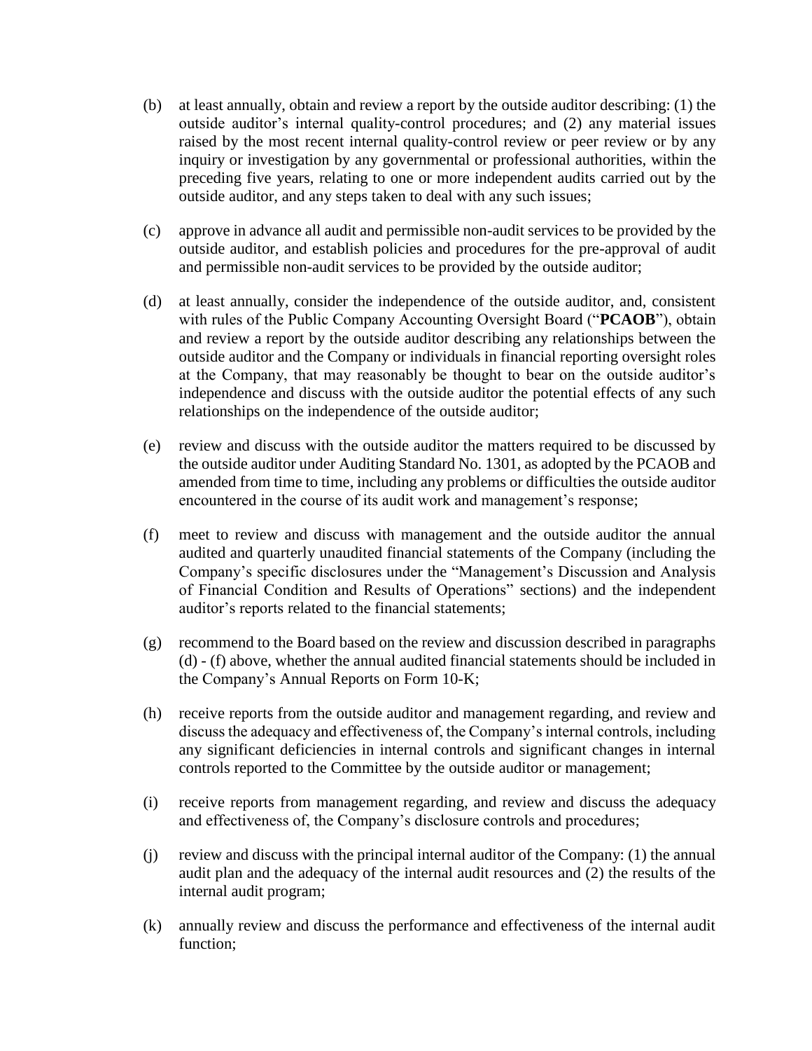(b) at least annually, obtain and review a report by the outside auditor describing: (1) the outside auditor's internal quality-control procedures; and (2) any material issues raised by the most recent internal quality-control review or peer review or by any inquiry or investigation by any governmental or professional authorities, within the preceding five years, relating to one or more independent audits carried out by the outside auditor, and any steps taken to deal with any such issues;

(c) approve in advance all audit and permissible non-audit services to be provided by the outside auditor, and establish policies and procedures for the pre-approval of audit and permissible non-audit services to be provided by the outside auditor;

(d) at least annually, consider the independence of the outside auditor, and, consistent with rules of the Public Company Accounting Oversight Board ("**PCAOB**"), obtain and review a report by the outside auditor describing any relationships between the outside auditor and the Company or individuals in financial reporting oversight roles at the Company, that may reasonably be thought to bear on the outside auditor's independence and discuss with the outside auditor the potential effects of any such relationships on the independence of the outside auditor;

(e) review and discuss with the outside auditor the matters required to be discussed by the outside auditor under Auditing Standard No. 1301, as adopted by the PCAOB and amended from time to time, including any problems or difficulties the outside auditor encountered in the course of its audit work and management's response;

(f) meet to review and discuss with management and the outside auditor the annual audited and quarterly unaudited financial statements of the Company (including the Company's specific disclosures under the "Management's Discussion and Analysis of Financial Condition and Results of Operations" sections) and the independent auditor's reports related to the financial statements;

(g) recommend to the Board based on the review and discussion described in paragraphs (d) - (f) above, whether the annual audited financial statements should be included in the Company's Annual Reports on Form 10-K;

(h) receive reports from the outside auditor and management regarding, and review and discuss the adequacy and effectiveness of, the Company's internal controls, including any significant deficiencies in internal controls and significant changes in internal controls reported to the Committee by the outside auditor or management;

(i) receive reports from management regarding, and review and discuss the adequacy and effectiveness of, the Company's disclosure controls and procedures;

(j) review and discuss with the principal internal auditor of the Company: (1) the annual audit plan and the adequacy of the internal audit resources and (2) the results of the internal audit program;

(k) annually review and discuss the performance and effectiveness of the internal audit function;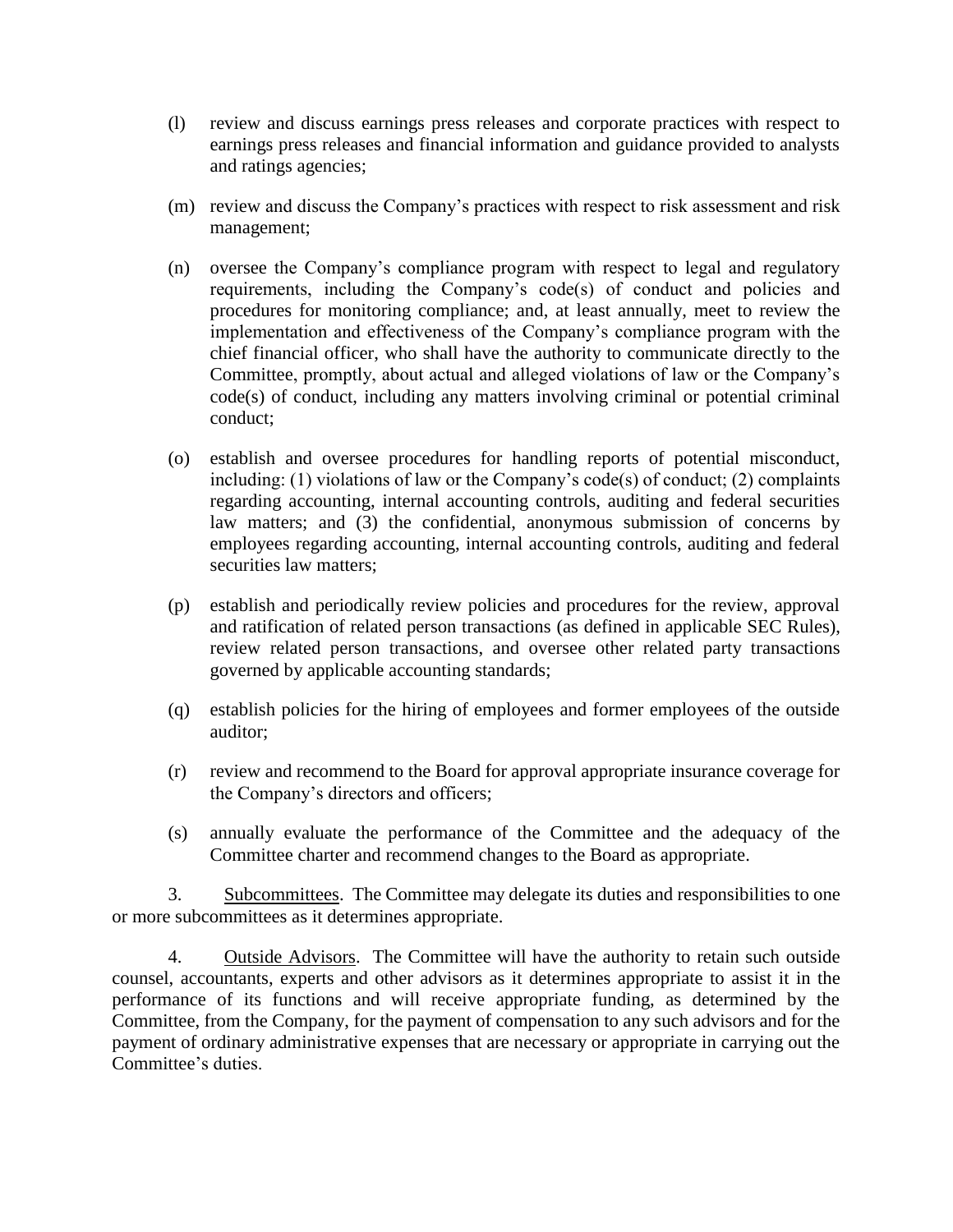(l) review and discuss earnings press releases and corporate practices with respect to earnings press releases and financial information and guidance provided to analysts and ratings agencies;

(m) review and discuss the Company's practices with respect to risk assessment and risk management;

(n) oversee the Company's compliance program with respect to legal and regulatory requirements, including the Company's code(s) of conduct and policies and procedures for monitoring compliance; and, at least annually, meet to review the implementation and effectiveness of the Company's compliance program with the chief financial officer, who shall have the authority to communicate directly to the Committee, promptly, about actual and alleged violations of law or the Company's code(s) of conduct, including any matters involving criminal or potential criminal conduct;

(o) establish and oversee procedures for handling reports of potential misconduct, including: (1) violations of law or the Company's code(s) of conduct; (2) complaints regarding accounting, internal accounting controls, auditing and federal securities law matters; and (3) the confidential, anonymous submission of concerns by employees regarding accounting, internal accounting controls, auditing and federal securities law matters;

(p) establish and periodically review policies and procedures for the review, approval and ratification of related person transactions (as defined in applicable SEC Rules), review related person transactions, and oversee other related party transactions governed by applicable accounting standards;

(q) establish policies for the hiring of employees and former employees of the outside auditor;

(r) review and recommend to the Board for approval appropriate insurance coverage for the Company's directors and officers;

(s) annually evaluate the performance of the Committee and the adequacy of the Committee charter and recommend changes to the Board as appropriate.

3. Subcommittees. The Committee may delegate its duties and responsibilities to one or more subcommittees as it determines appropriate.

4. Outside Advisors. The Committee will have the authority to retain such outside counsel, accountants, experts and other advisors as it determines appropriate to assist it in the performance of its functions and will receive appropriate funding, as determined by the Committee, from the Company, for the payment of compensation to any such advisors and for the payment of ordinary administrative expenses that are necessary or appropriate in carrying out the Committee's duties.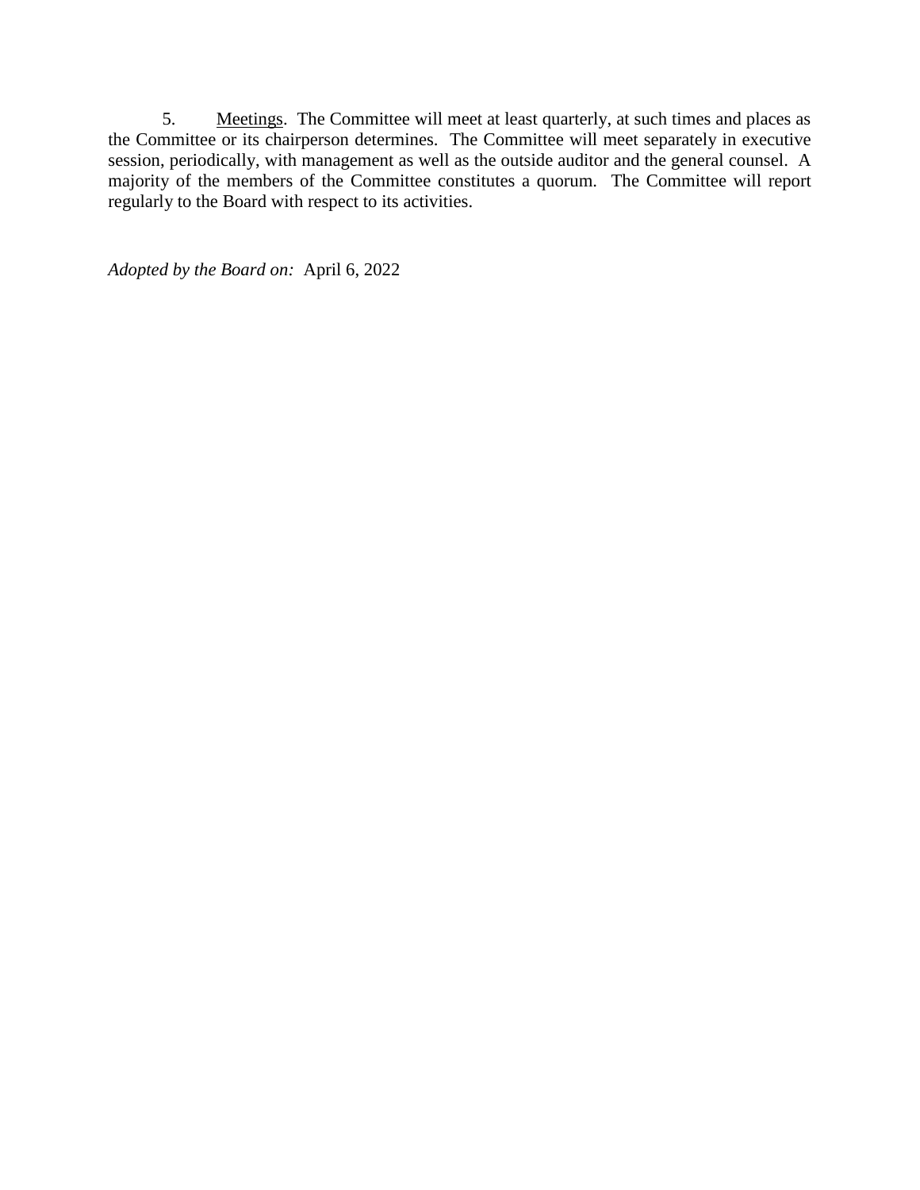5. Meetings. The Committee will meet at least quarterly, at such times and places as the Committee or its chairperson determines. The Committee will meet separately in executive session, periodically, with management as well as the outside auditor and the general counsel. A majority of the members of the Committee constitutes a quorum. The Committee will report regularly to the Board with respect to its activities.

*Adopted by the Board on:* April 6, 2022